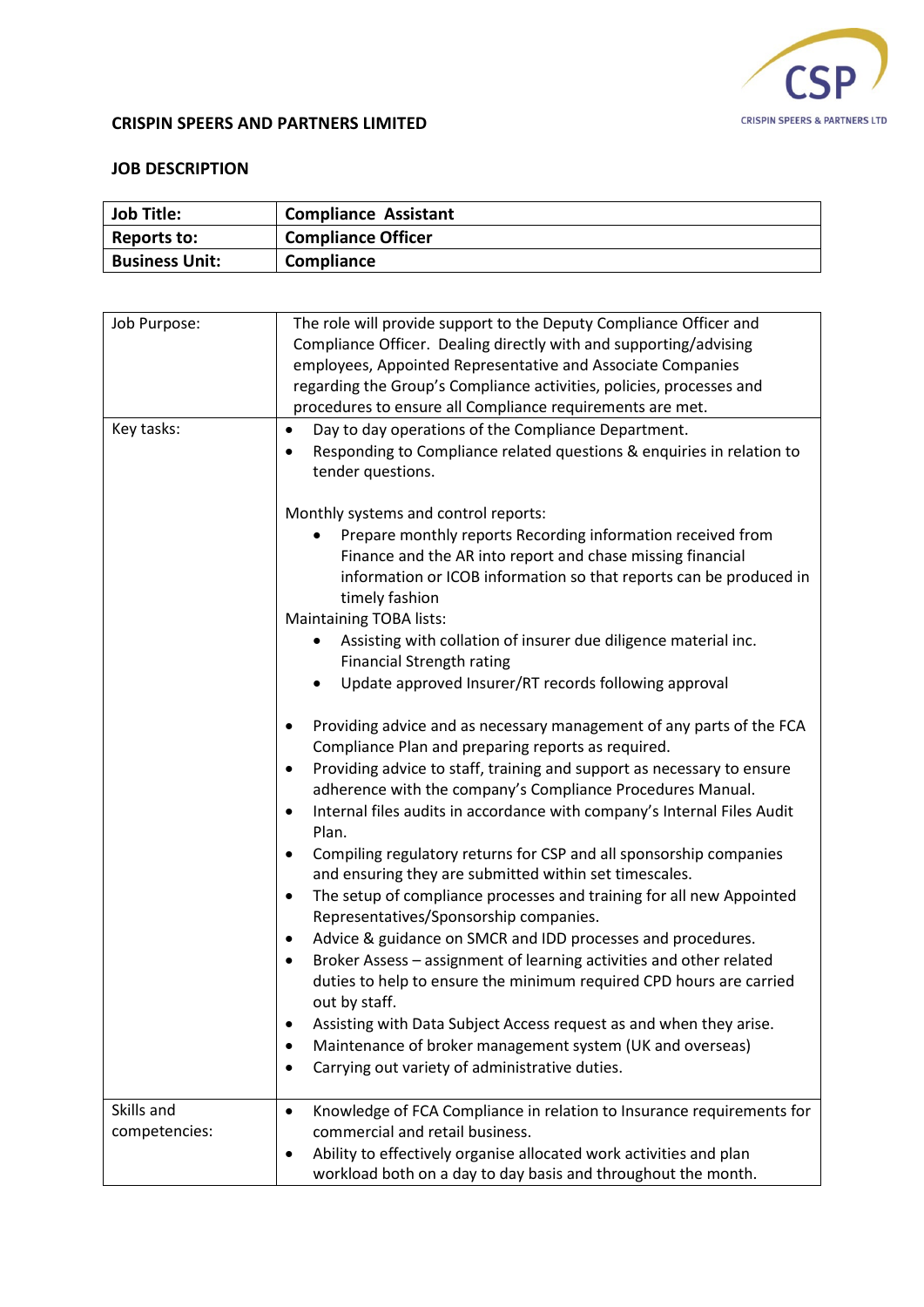**CRISPIN SPEERS AND PARTNERS LIMITED**

**JOB DESCRIPTION**

| **Job Title:** | **Compliance Assistant** |
|---|---|
| **Reports to:** | **Compliance Officer** |
| **Business Unit:** | **Compliance** |

| Job Purpose: | The role will provide support to the Deputy Compliance Officer and Compliance Officer. Dealing directly with and supporting/advising employees, Appointed Representative and Associate Companies regarding the Group's Compliance activities, policies, processes and procedures to ensure all Compliance requirements are met. |
|---|---|
| Key tasks: | • Day to day operations of the Compliance Department.<br>• Responding to Compliance related questions & enquiries in relation to tender questions.<br><br>Monthly systems and control reports:<br>• Prepare monthly reports Recording information received from Finance and the AR into report and chase missing financial information or ICOB information so that reports can be produced in timely fashion<br>Maintaining TOBA lists:<br>• Assisting with collation of insurer due diligence material inc. Financial Strength rating<br>• Update approved Insurer/RT records following approval<br><br>• Providing advice and as necessary management of any parts of the FCA Compliance Plan and preparing reports as required.<br>• Providing advice to staff, training and support as necessary to ensure adherence with the company's Compliance Procedures Manual.<br>• Internal files audits in accordance with company's Internal Files Audit Plan.<br>• Compiling regulatory returns for CSP and all sponsorship companies and ensuring they are submitted within set timescales.<br>• The setup of compliance processes and training for all new Appointed Representatives/Sponsorship companies.<br>• Advice & guidance on SMCR and IDD processes and procedures.<br>• Broker Assess – assignment of learning activities and other related duties to help to ensure the minimum required CPD hours are carried out by staff.<br>• Assisting with Data Subject Access request as and when they arise.<br>• Maintenance of broker management system (UK and overseas)<br>• Carrying out variety of administrative duties. |
| Skills and competencies: | • Knowledge of FCA Compliance in relation to Insurance requirements for commercial and retail business.<br>• Ability to effectively organise allocated work activities and plan workload both on a day to day basis and throughout the month. |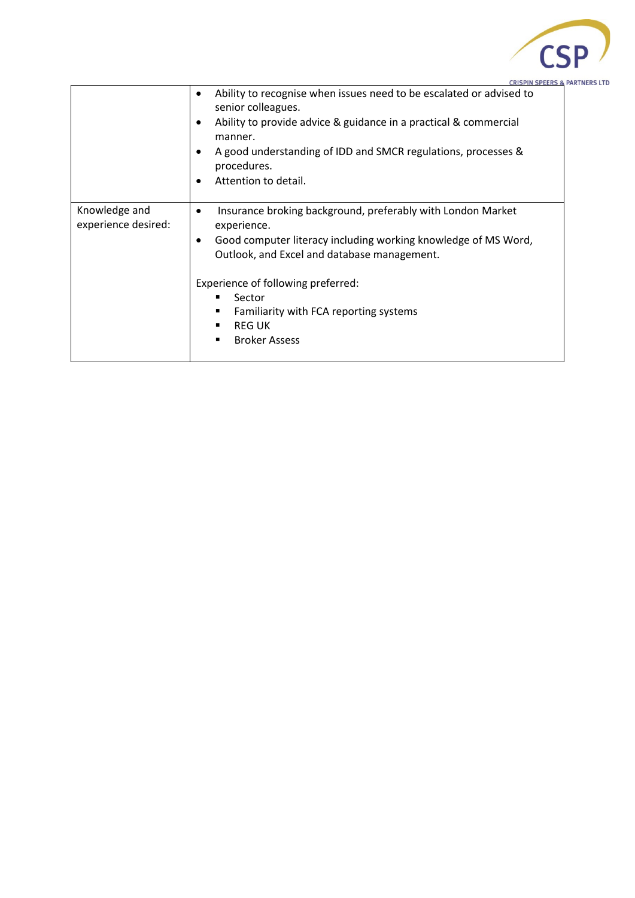| | |
|---|---|
| | • Ability to recognise when issues need to be escalated or advised to senior colleagues.<br>• Ability to provide advice & guidance in a practical & commercial manner.<br>• A good understanding of IDD and SMCR regulations, processes & procedures.<br>• Attention to detail. |
| Knowledge and experience desired: | • Insurance broking background, preferably with London Market experience.<br>• Good computer literacy including working knowledge of MS Word, Outlook, and Excel and database management.<br><br>Experience of following preferred:<br>▪ Sector<br>▪ Familiarity with FCA reporting systems<br>▪ REG UK<br>▪ Broker Assess |